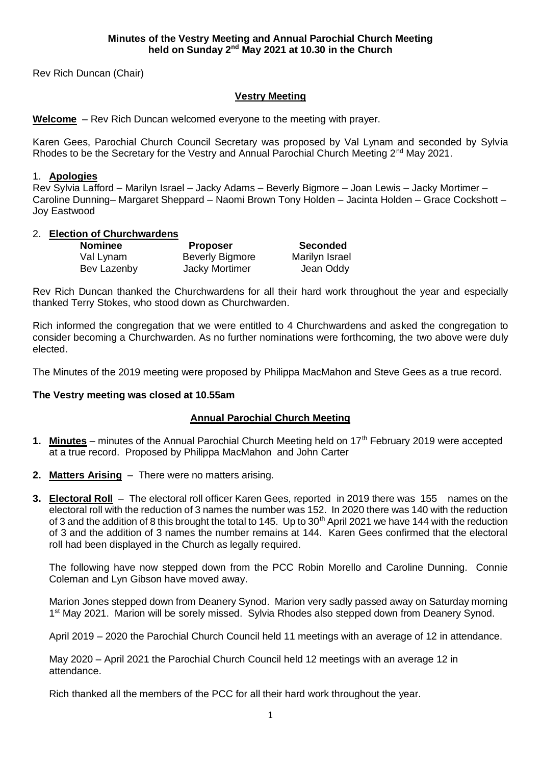**Minutes of the Vestry Meeting and Annual Parochial Church Meeting held on Sunday 2nd May 2021 at 10.30 in the Church**

Rev Rich Duncan (Chair)

## Vestry Meeting

**Welcome** – Rev Rich Duncan welcomed everyone to the meeting with prayer.

Karen Gees, Parochial Church Council Secretary was proposed by Val Lynam and seconded by Sylvia Rhodes to be the Secretary for the Vestry and Annual Parochial Church Meeting 2nd May 2021.

1. **Apologies**

Rev Sylvia Lafford – Marilyn Israel – Jacky Adams – Beverly Bigmore – Joan Lewis – Jacky Mortimer – Caroline Dunning– Margaret Sheppard – Naomi Brown Tony Holden – Jacinta Holden – Grace Cockshott – Joy Eastwood

2. **Election of Churchwardens**

| Nominee | Proposer | Seconded |
|---|---|---|
| Val Lynam | Beverly Bigmore | Marilyn Israel |
| Bev Lazenby | Jacky Mortimer | Jean Oddy |

Rev Rich Duncan thanked the Churchwardens for all their hard work throughout the year and especially thanked Terry Stokes, who stood down as Churchwarden.

Rich informed the congregation that we were entitled to 4 Churchwardens and asked the congregation to consider becoming a Churchwarden. As no further nominations were forthcoming, the two above were duly elected.

The Minutes of the 2019 meeting were proposed by Philippa MacMahon and Steve Gees as a true record.

**The Vestry meeting was closed at 10.55am**

## Annual Parochial Church Meeting

1. **Minutes** – minutes of the Annual Parochial Church Meeting held on 17th February 2019 were accepted at a true record. Proposed by Philippa MacMahon and John Carter

2. **Matters Arising** – There were no matters arising.

3. **Electoral Roll** – The electoral roll officer Karen Gees, reported in 2019 there was 155 names on the electoral roll with the reduction of 3 names the number was 152. In 2020 there was 140 with the reduction of 3 and the addition of 8 this brought the total to 145. Up to 30th April 2021 we have 144 with the reduction of 3 and the addition of 3 names the number remains at 144. Karen Gees confirmed that the electoral roll had been displayed in the Church as legally required.

   The following have now stepped down from the PCC Robin Morello and Caroline Dunning. Connie Coleman and Lyn Gibson have moved away.

   Marion Jones stepped down from Deanery Synod. Marion very sadly passed away on Saturday morning 1st May 2021. Marion will be sorely missed. Sylvia Rhodes also stepped down from Deanery Synod.

   April 2019 – 2020 the Parochial Church Council held 11 meetings with an average of 12 in attendance.

   May 2020 – April 2021 the Parochial Church Council held 12 meetings with an average 12 in attendance.

   Rich thanked all the members of the PCC for all their hard work throughout the year.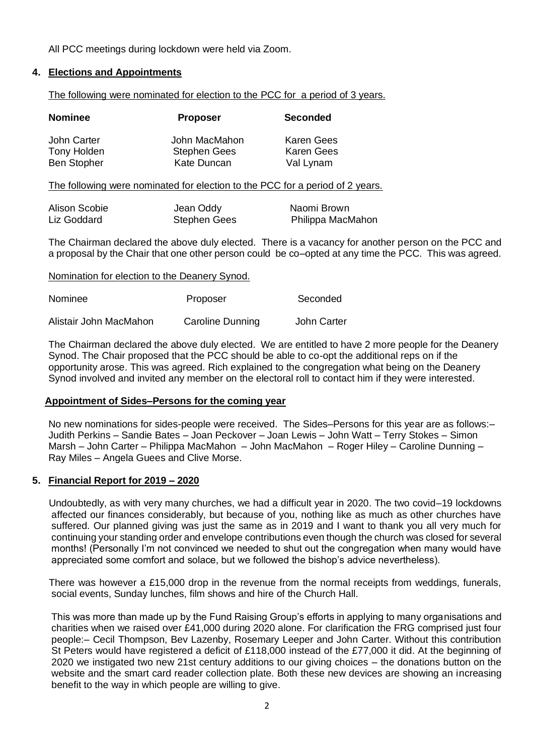All PCC meetings during lockdown were held via Zoom.

## 4. Elections and Appointments

The following were nominated for election to the PCC for a period of 3 years.

| Nominee | Proposer | Seconded |
|---|---|---|
| John Carter | John MacMahon | Karen Gees |
| Tony Holden | Stephen Gees | Karen Gees |
| Ben Stopher | Kate Duncan | Val Lynam |

The following were nominated for election to the PCC for a period of 2 years.

| Nominee | Proposer | Seconded |
|---|---|---|
| Alison Scobie | Jean Oddy | Naomi Brown |
| Liz Goddard | Stephen Gees | Philippa MacMahon |

The Chairman declared the above duly elected. There is a vacancy for another person on the PCC and a proposal by the Chair that one other person could be co–opted at any time the PCC. This was agreed.

Nomination for election to the Deanery Synod.

| Nominee | Proposer | Seconded |
|---|---|---|
| Alistair John MacMahon | Caroline Dunning | John Carter |

The Chairman declared the above duly elected. We are entitled to have 2 more people for the Deanery Synod. The Chair proposed that the PCC should be able to co-opt the additional reps on if the opportunity arose. This was agreed. Rich explained to the congregation what being on the Deanery Synod involved and invited any member on the electoral roll to contact him if they were interested.

### Appointment of Sides–Persons for the coming year

No new nominations for sides-people were received. The Sides–Persons for this year are as follows:– Judith Perkins – Sandie Bates – Joan Peckover – Joan Lewis – John Watt – Terry Stokes – Simon Marsh – John Carter – Philippa MacMahon – John MacMahon – Roger Hiley – Caroline Dunning – Ray Miles – Angela Guees and Clive Morse.

## 5. Financial Report for 2019 – 2020

Undoubtedly, as with very many churches, we had a difficult year in 2020. The two covid–19 lockdowns affected our finances considerably, but because of you, nothing like as much as other churches have suffered. Our planned giving was just the same as in 2019 and I want to thank you all very much for continuing your standing order and envelope contributions even though the church was closed for several months! (Personally I'm not convinced we needed to shut out the congregation when many would have appreciated some comfort and solace, but we followed the bishop's advice nevertheless).

There was however a £15,000 drop in the revenue from the normal receipts from weddings, funerals, social events, Sunday lunches, film shows and hire of the Church Hall.

This was more than made up by the Fund Raising Group's efforts in applying to many organisations and charities when we raised over £41,000 during 2020 alone. For clarification the FRG comprised just four people:– Cecil Thompson, Bev Lazenby, Rosemary Leeper and John Carter. Without this contribution St Peters would have registered a deficit of £118,000 instead of the £77,000 it did. At the beginning of 2020 we instigated two new 21st century additions to our giving choices – the donations button on the website and the smart card reader collection plate. Both these new devices are showing an increasing benefit to the way in which people are willing to give.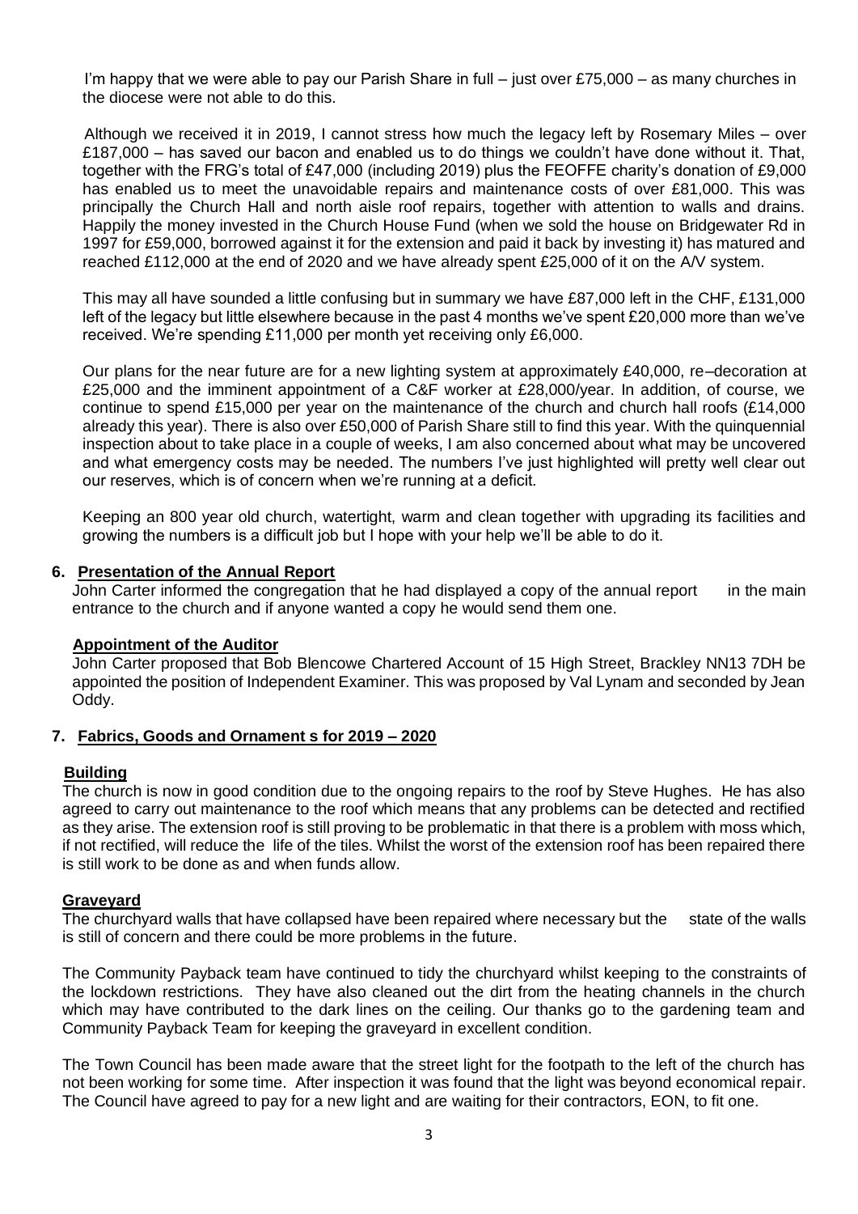I'm happy that we were able to pay our Parish Share in full – just over £75,000 – as many churches in the diocese were not able to do this.

Although we received it in 2019, I cannot stress how much the legacy left by Rosemary Miles – over £187,000 – has saved our bacon and enabled us to do things we couldn't have done without it. That, together with the FRG's total of £47,000 (including 2019) plus the FEOFFE charity's donation of £9,000 has enabled us to meet the unavoidable repairs and maintenance costs of over £81,000. This was principally the Church Hall and north aisle roof repairs, together with attention to walls and drains. Happily the money invested in the Church House Fund (when we sold the house on Bridgewater Rd in 1997 for £59,000, borrowed against it for the extension and paid it back by investing it) has matured and reached £112,000 at the end of 2020 and we have already spent £25,000 of it on the A/V system.

This may all have sounded a little confusing but in summary we have £87,000 left in the CHF, £131,000 left of the legacy but little elsewhere because in the past 4 months we've spent £20,000 more than we've received. We're spending £11,000 per month yet receiving only £6,000.

Our plans for the near future are for a new lighting system at approximately £40,000, re–decoration at £25,000 and the imminent appointment of a C&F worker at £28,000/year. In addition, of course, we continue to spend £15,000 per year on the maintenance of the church and church hall roofs (£14,000 already this year). There is also over £50,000 of Parish Share still to find this year. With the quinquennial inspection about to take place in a couple of weeks, I am also concerned about what may be uncovered and what emergency costs may be needed. The numbers I've just highlighted will pretty well clear out our reserves, which is of concern when we're running at a deficit.

Keeping an 800 year old church, watertight, warm and clean together with upgrading its facilities and growing the numbers is a difficult job but I hope with your help we'll be able to do it.

**6. Presentation of the Annual Report**

John Carter informed the congregation that he had displayed a copy of the annual report in the main entrance to the church and if anyone wanted a copy he would send them one.

**Appointment of the Auditor**

John Carter proposed that Bob Blencowe Chartered Account of 15 High Street, Brackley NN13 7DH be appointed the position of Independent Examiner. This was proposed by Val Lynam and seconded by Jean Oddy.

**7. Fabrics, Goods and Ornament s for 2019 – 2020**

**Building**

The church is now in good condition due to the ongoing repairs to the roof by Steve Hughes. He has also agreed to carry out maintenance to the roof which means that any problems can be detected and rectified as they arise. The extension roof is still proving to be problematic in that there is a problem with moss which, if not rectified, will reduce the life of the tiles. Whilst the worst of the extension roof has been repaired there is still work to be done as and when funds allow.

**Graveyard**

The churchyard walls that have collapsed have been repaired where necessary but the state of the walls is still of concern and there could be more problems in the future.

The Community Payback team have continued to tidy the churchyard whilst keeping to the constraints of the lockdown restrictions. They have also cleaned out the dirt from the heating channels in the church which may have contributed to the dark lines on the ceiling. Our thanks go to the gardening team and Community Payback Team for keeping the graveyard in excellent condition.

The Town Council has been made aware that the street light for the footpath to the left of the church has not been working for some time. After inspection it was found that the light was beyond economical repair. The Council have agreed to pay for a new light and are waiting for their contractors, EON, to fit one.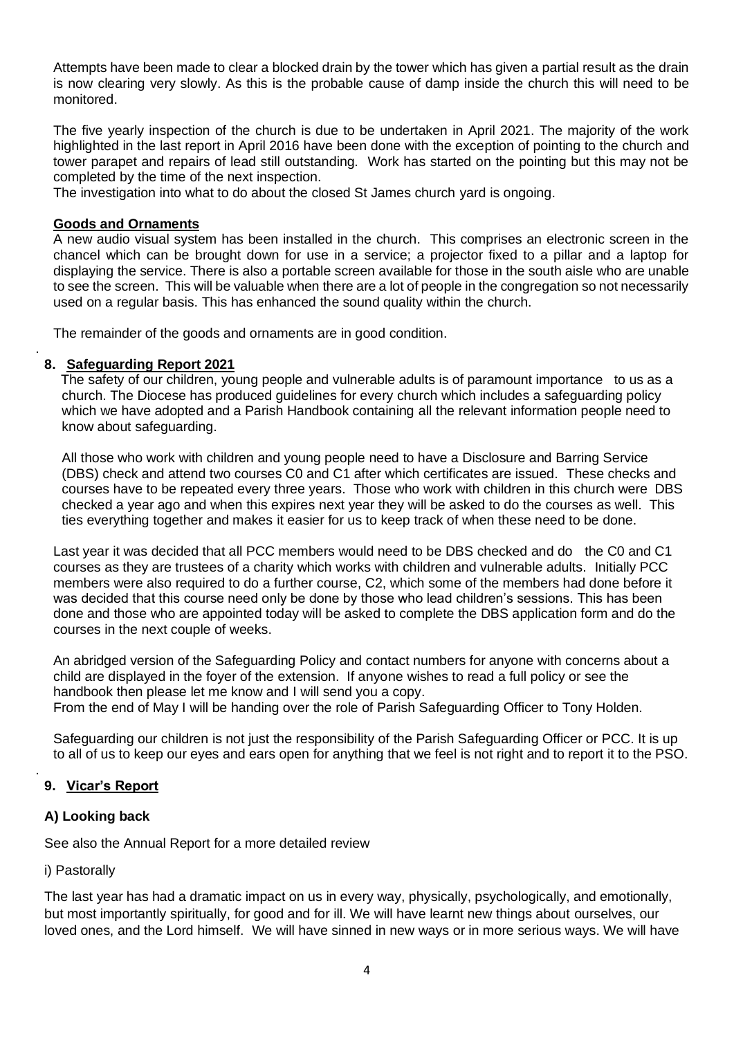Attempts have been made to clear a blocked drain by the tower which has given a partial result as the drain is now clearing very slowly. As this is the probable cause of damp inside the church this will need to be monitored.

The five yearly inspection of the church is due to be undertaken in April 2021. The majority of the work highlighted in the last report in April 2016 have been done with the exception of pointing to the church and tower parapet and repairs of lead still outstanding. Work has started on the pointing but this may not be completed by the time of the next inspection.

The investigation into what to do about the closed St James church yard is ongoing.

**Goods and Ornaments**

A new audio visual system has been installed in the church. This comprises an electronic screen in the chancel which can be brought down for use in a service; a projector fixed to a pillar and a laptop for displaying the service. There is also a portable screen available for those in the south aisle who are unable to see the screen. This will be valuable when there are a lot of people in the congregation so not necessarily used on a regular basis. This has enhanced the sound quality within the church.

The remainder of the goods and ornaments are in good condition.

## 8. Safeguarding Report 2021

The safety of our children, young people and vulnerable adults is of paramount importance to us as a church. The Diocese has produced guidelines for every church which includes a safeguarding policy which we have adopted and a Parish Handbook containing all the relevant information people need to know about safeguarding.

All those who work with children and young people need to have a Disclosure and Barring Service (DBS) check and attend two courses C0 and C1 after which certificates are issued. These checks and courses have to be repeated every three years. Those who work with children in this church were DBS checked a year ago and when this expires next year they will be asked to do the courses as well. This ties everything together and makes it easier for us to keep track of when these need to be done.

Last year it was decided that all PCC members would need to be DBS checked and do the C0 and C1 courses as they are trustees of a charity which works with children and vulnerable adults. Initially PCC members were also required to do a further course, C2, which some of the members had done before it was decided that this course need only be done by those who lead children's sessions. This has been done and those who are appointed today will be asked to complete the DBS application form and do the courses in the next couple of weeks.

An abridged version of the Safeguarding Policy and contact numbers for anyone with concerns about a child are displayed in the foyer of the extension. If anyone wishes to read a full policy or see the handbook then please let me know and I will send you a copy.
From the end of May I will be handing over the role of Parish Safeguarding Officer to Tony Holden.

Safeguarding our children is not just the responsibility of the Parish Safeguarding Officer or PCC. It is up to all of us to keep our eyes and ears open for anything that we feel is not right and to report it to the PSO.

## 9. Vicar's Report

### A) Looking back

See also the Annual Report for a more detailed review

i) Pastorally

The last year has had a dramatic impact on us in every way, physically, psychologically, and emotionally, but most importantly spiritually, for good and for ill. We will have learnt new things about ourselves, our loved ones, and the Lord himself. We will have sinned in new ways or in more serious ways. We will have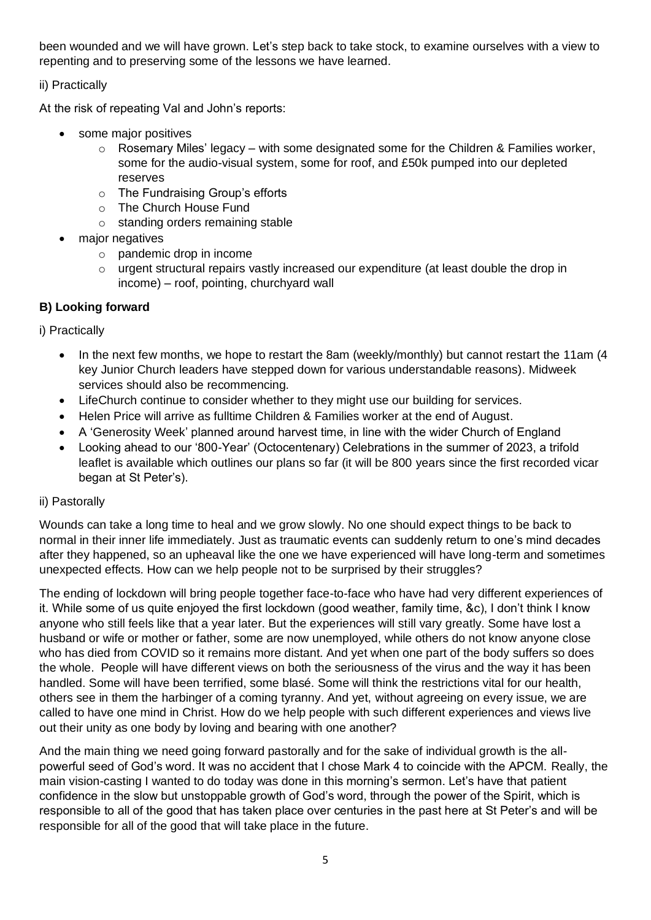been wounded and we will have grown. Let's step back to take stock, to examine ourselves with a view to repenting and to preserving some of the lessons we have learned.

ii) Practically

At the risk of repeating Val and John's reports:

- some major positives
  - Rosemary Miles' legacy – with some designated some for the Children & Families worker, some for the audio-visual system, some for roof, and £50k pumped into our depleted reserves
  - The Fundraising Group's efforts
  - The Church House Fund
  - standing orders remaining stable
- major negatives
  - pandemic drop in income
  - urgent structural repairs vastly increased our expenditure (at least double the drop in income) – roof, pointing, churchyard wall

**B) Looking forward**

i) Practically

- In the next few months, we hope to restart the 8am (weekly/monthly) but cannot restart the 11am (4 key Junior Church leaders have stepped down for various understandable reasons). Midweek services should also be recommencing.
- LifeChurch continue to consider whether to they might use our building for services.
- Helen Price will arrive as fulltime Children & Families worker at the end of August.
- A 'Generosity Week' planned around harvest time, in line with the wider Church of England
- Looking ahead to our '800-Year' (Octocentenary) Celebrations in the summer of 2023, a trifold leaflet is available which outlines our plans so far (it will be 800 years since the first recorded vicar began at St Peter's).

ii) Pastorally

Wounds can take a long time to heal and we grow slowly. No one should expect things to be back to normal in their inner life immediately. Just as traumatic events can suddenly return to one's mind decades after they happened, so an upheaval like the one we have experienced will have long-term and sometimes unexpected effects. How can we help people not to be surprised by their struggles?

The ending of lockdown will bring people together face-to-face who have had very different experiences of it. While some of us quite enjoyed the first lockdown (good weather, family time, &c), I don't think I know anyone who still feels like that a year later. But the experiences will still vary greatly. Some have lost a husband or wife or mother or father, some are now unemployed, while others do not know anyone close who has died from COVID so it remains more distant. And yet when one part of the body suffers so does the whole. People will have different views on both the seriousness of the virus and the way it has been handled. Some will have been terrified, some blasé. Some will think the restrictions vital for our health, others see in them the harbinger of a coming tyranny. And yet, without agreeing on every issue, we are called to have one mind in Christ. How do we help people with such different experiences and views live out their unity as one body by loving and bearing with one another?

And the main thing we need going forward pastorally and for the sake of individual growth is the all-powerful seed of God's word. It was no accident that I chose Mark 4 to coincide with the APCM. Really, the main vision-casting I wanted to do today was done in this morning's sermon. Let's have that patient confidence in the slow but unstoppable growth of God's word, through the power of the Spirit, which is responsible to all of the good that has taken place over centuries in the past here at St Peter's and will be responsible for all of the good that will take place in the future.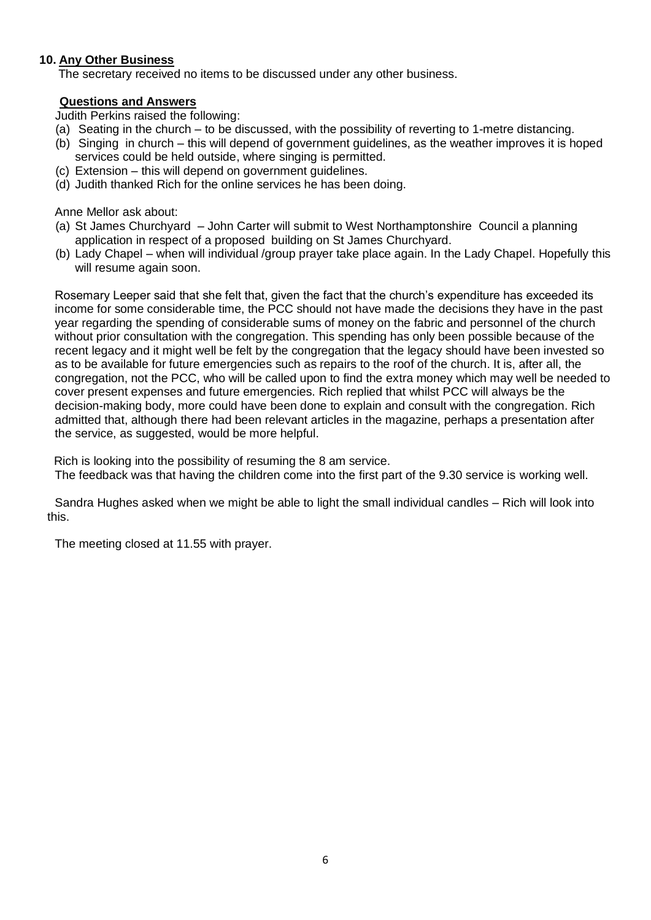## 10. Any Other Business

The secretary received no items to be discussed under any other business.

### Questions and Answers

Judith Perkins raised the following:

(a) Seating in the church – to be discussed, with the possibility of reverting to 1-metre distancing.
(b) Singing in church – this will depend of government guidelines, as the weather improves it is hoped services could be held outside, where singing is permitted.
(c) Extension – this will depend on government guidelines.
(d) Judith thanked Rich for the online services he has been doing.

Anne Mellor ask about:

(a) St James Churchyard – John Carter will submit to West Northamptonshire Council a planning application in respect of a proposed building on St James Churchyard.
(b) Lady Chapel – when will individual /group prayer take place again. In the Lady Chapel. Hopefully this will resume again soon.

Rosemary Leeper said that she felt that, given the fact that the church's expenditure has exceeded its income for some considerable time, the PCC should not have made the decisions they have in the past year regarding the spending of considerable sums of money on the fabric and personnel of the church without prior consultation with the congregation. This spending has only been possible because of the recent legacy and it might well be felt by the congregation that the legacy should have been invested so as to be available for future emergencies such as repairs to the roof of the church. It is, after all, the congregation, not the PCC, who will be called upon to find the extra money which may well be needed to cover present expenses and future emergencies. Rich replied that whilst PCC will always be the decision-making body, more could have been done to explain and consult with the congregation. Rich admitted that, although there had been relevant articles in the magazine, perhaps a presentation after the service, as suggested, would be more helpful.

Rich is looking into the possibility of resuming the 8 am service.
The feedback was that having the children come into the first part of the 9.30 service is working well.

Sandra Hughes asked when we might be able to light the small individual candles – Rich will look into this.

The meeting closed at 11.55 with prayer.